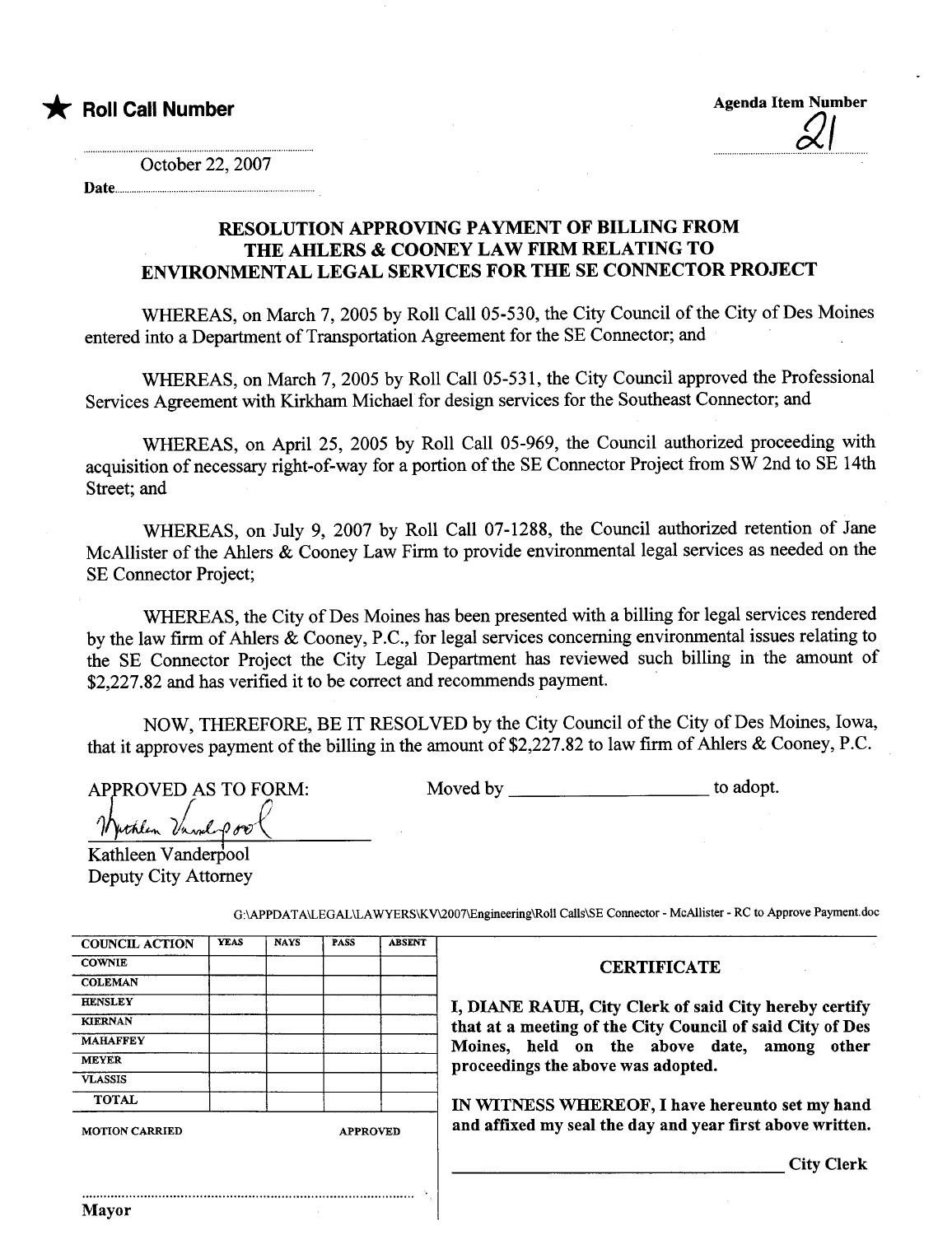★ **Roll Call Number**

Agenda Item Number 21

October 22, 2007

Date

## RESOLUTION APPROVING PAYMENT OF BILLING FROM THE AHLERS & COONEY LAW FIRM RELATING TO ENVIRONMENTAL LEGAL SERVICES FOR THE SE CONNECTOR PROJECT

WHEREAS, on March 7, 2005 by Roll Call 05-530, the City Council of the City of Des Moines entered into a Department of Transportation Agreement for the SE Connector; and

WHEREAS, on March 7, 2005 by Roll Call 05-531, the City Council approved the Professional Services Agreement with Kirkham Michael for design services for the Southeast Connector; and

WHEREAS, on April 25, 2005 by Roll Call 05-969, the Council authorized proceeding with acquisition of necessary right-of-way for a portion of the SE Connector Project from SW 2nd to SE 14th Street; and

WHEREAS, on July 9, 2007 by Roll Call 07-1288, the Council authorized retention of Jane McAllister of the Ahlers & Cooney Law Firm to provide environmental legal services as needed on the SE Connector Project;

WHEREAS, the City of Des Moines has been presented with a billing for legal services rendered by the law firm of Ahlers & Cooney, P.C., for legal services concerning environmental issues relating to the SE Connector Project the City Legal Department has reviewed such billing in the amount of $2,227.82 and has verified it to be correct and recommends payment.

NOW, THEREFORE, BE IT RESOLVED by the City Council of the City of Des Moines, Iowa, that it approves payment of the billing in the amount of $2,227.82 to law firm of Ahlers & Cooney, P.C.

APPROVED AS TO FORM:

Moved by ____________________ to adopt.

Kathleen Vanderpool
Deputy City Attorney

G:\APPDATA\LEGAL\LAWYERS\KV\2007\Engineering\Roll Calls\SE Connector - McAllister - RC to Approve Payment.doc

| COUNCIL ACTION | YEAS | NAYS | PASS | ABSENT |
|---|---|---|---|---|
| COWNIE | | | | |
| COLEMAN | | | | |
| HENSLEY | | | | |
| KIERNAN | | | | |
| MAHAFFEY | | | | |
| MEYER | | | | |
| VLASSIS | | | | |
| TOTAL | | | | |

MOTION CARRIED APPROVED

Mayor

**CERTIFICATE**

**I, DIANE RAUH, City Clerk of said City hereby certify that at a meeting of the City Council of said City of Des Moines, held on the above date, among other proceedings the above was adopted.**

**IN WITNESS WHEREOF, I have hereunto set my hand and affixed my seal the day and year first above written.**

____________________ City Clerk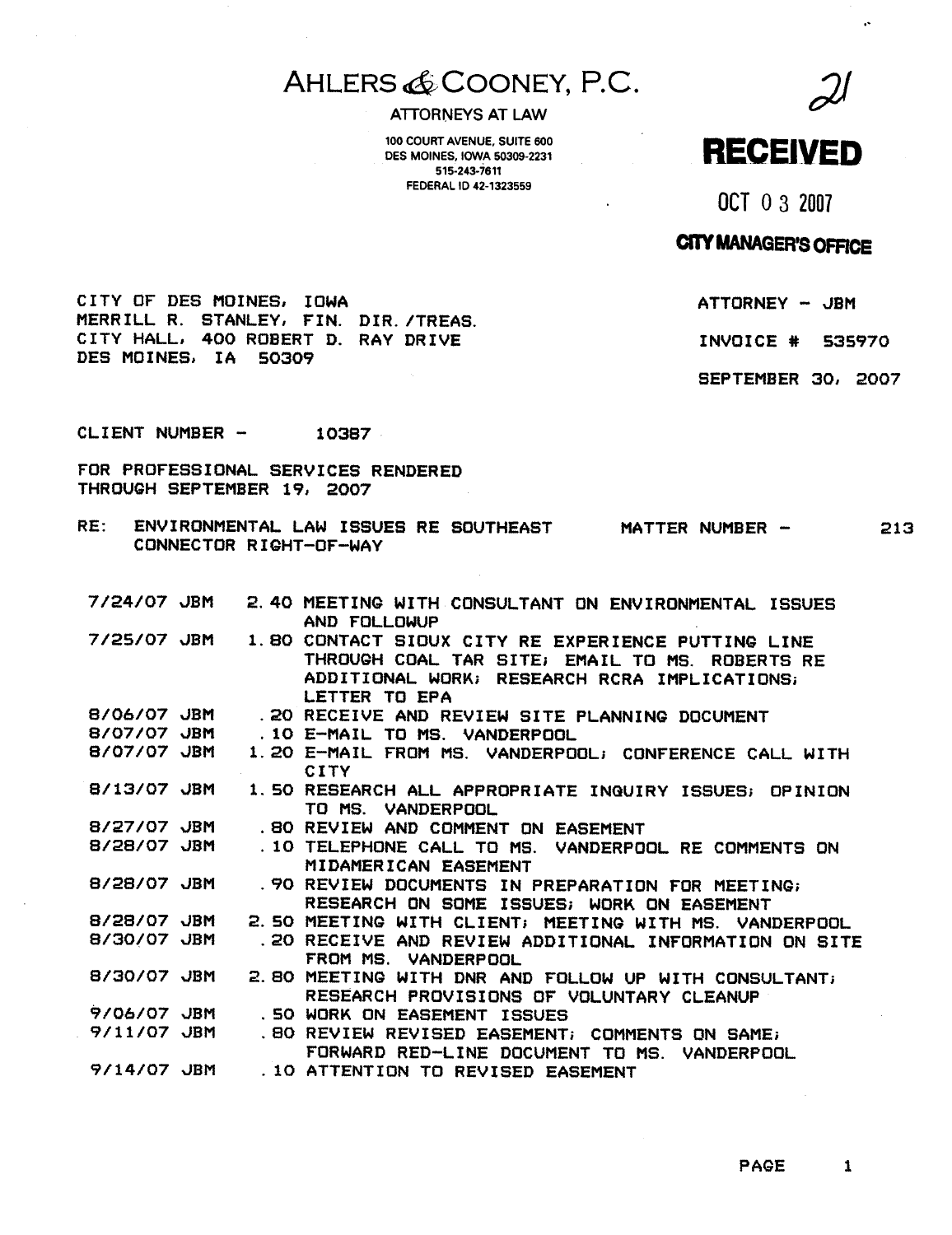# AHLERS & COONEY, P.C.

ATTORNEYS AT LAW

100 COURT AVENUE, SUITE 600
DES MOINES, IOWA 50309-2231
515-243-7611
FEDERAL ID 42-1323559

21

**RECEIVED**

OCT 03 2007

**CITY MANAGER'S OFFICE**

CITY OF DES MOINES, IOWA
MERRILL R. STANLEY, FIN. DIR./TREAS.
CITY HALL, 400 ROBERT D. RAY DRIVE
DES MOINES, IA 50309

ATTORNEY - JBM

INVOICE # 535970

SEPTEMBER 30, 2007

CLIENT NUMBER - 10387

FOR PROFESSIONAL SERVICES RENDERED
THROUGH SEPTEMBER 19, 2007

RE: ENVIRONMENTAL LAW ISSUES RE SOUTHEAST CONNECTOR RIGHT-OF-WAY — MATTER NUMBER - 213

| Date | Atty | Hours | Description |
|---|---|---|---|
| 7/24/07 | JBM | 2.40 | MEETING WITH CONSULTANT ON ENVIRONMENTAL ISSUES AND FOLLOWUP |
| 7/25/07 | JBM | 1.80 | CONTACT SIOUX CITY RE EXPERIENCE PUTTING LINE THROUGH COAL TAR SITE; EMAIL TO MS. ROBERTS RE ADDITIONAL WORK; RESEARCH RCRA IMPLICATIONS; LETTER TO EPA |
| 8/06/07 | JBM | .20 | RECEIVE AND REVIEW SITE PLANNING DOCUMENT |
| 8/07/07 | JBM | .10 | E-MAIL TO MS. VANDERPOOL |
| 8/07/07 | JBM | 1.20 | E-MAIL FROM MS. VANDERPOOL; CONFERENCE CALL WITH CITY |
| 8/13/07 | JBM | 1.50 | RESEARCH ALL APPROPRIATE INQUIRY ISSUES; OPINION TO MS. VANDERPOOL |
| 8/27/07 | JBM | .80 | REVIEW AND COMMENT ON EASEMENT |
| 8/28/07 | JBM | .10 | TELEPHONE CALL TO MS. VANDERPOOL RE COMMENTS ON MIDAMERICAN EASEMENT |
| 8/28/07 | JBM | .90 | REVIEW DOCUMENTS IN PREPARATION FOR MEETING; RESEARCH ON SOME ISSUES; WORK ON EASEMENT |
| 8/28/07 | JBM | 2.50 | MEETING WITH CLIENT; MEETING WITH MS. VANDERPOOL |
| 8/30/07 | JBM | .20 | RECEIVE AND REVIEW ADDITIONAL INFORMATION ON SITE FROM MS. VANDERPOOL |
| 8/30/07 | JBM | 2.80 | MEETING WITH DNR AND FOLLOW UP WITH CONSULTANT; RESEARCH PROVISIONS OF VOLUNTARY CLEANUP |
| 9/06/07 | JBM | .50 | WORK ON EASEMENT ISSUES |
| 9/11/07 | JBM | .80 | REVIEW REVISED EASEMENT; COMMENTS ON SAME; FORWARD RED-LINE DOCUMENT TO MS. VANDERPOOL |
| 9/14/07 | JBM | .10 | ATTENTION TO REVISED EASEMENT |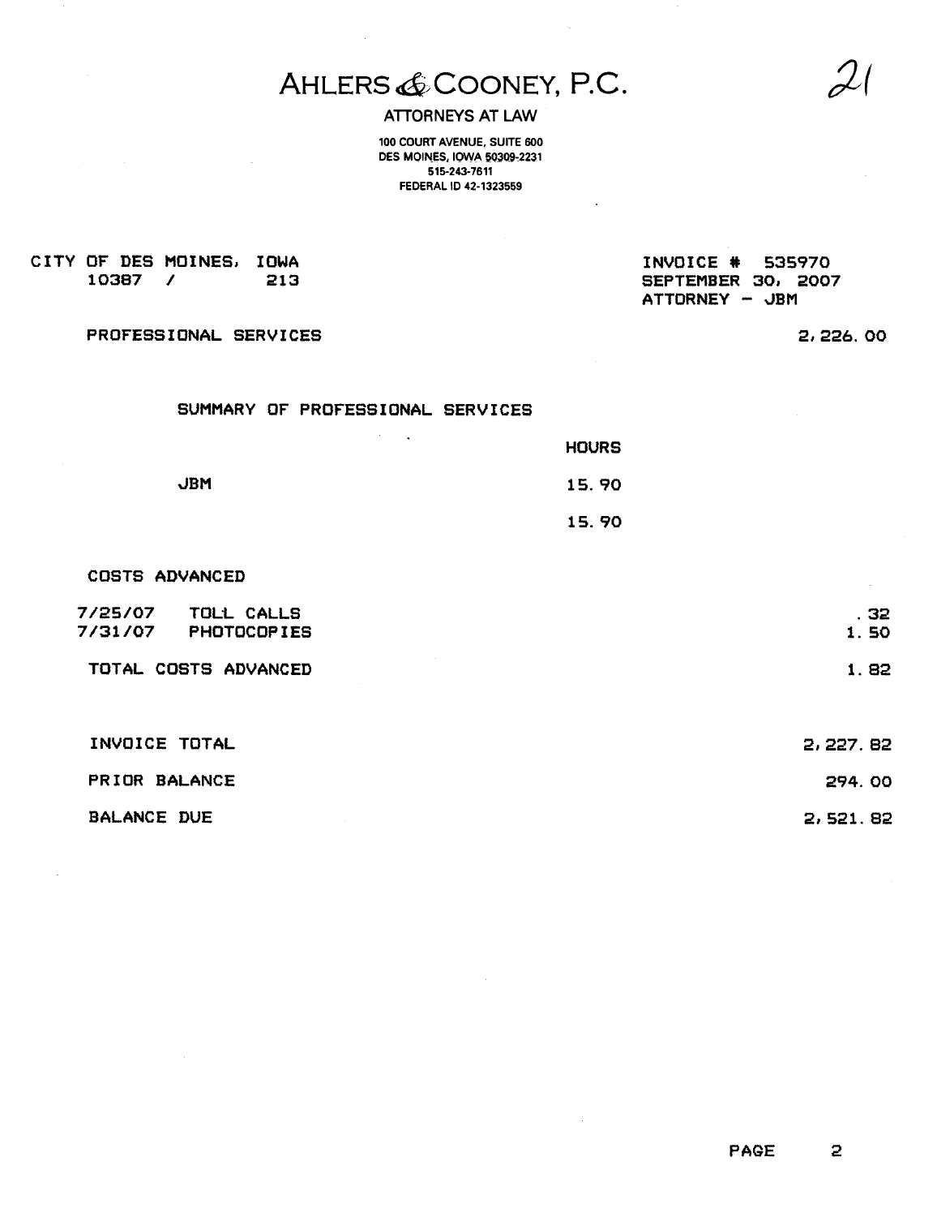# AHLERS & COONEY, P.C.

ATTORNEYS AT LAW

100 COURT AVENUE, SUITE 600
DES MOINES, IOWA 50309-2231
515-243-7611
FEDERAL ID 42-1323559

21

CITY OF DES MOINES, IOWA
10387 / 213

INVOICE # 535970
SEPTEMBER 30, 2007
ATTORNEY - JBM

| | |
|---|---|
| PROFESSIONAL SERVICES | 2,226.00 |

SUMMARY OF PROFESSIONAL SERVICES

| | HOURS |
|---|---|
| JBM | 15.90 |
| | 15.90 |

COSTS ADVANCED

| | | |
|---|---|---|
| 7/25/07 | TOLL CALLS | .32 |
| 7/31/07 | PHOTOCOPIES | 1.50 |
| TOTAL COSTS ADVANCED | | 1.82 |

| | |
|---|---|
| INVOICE TOTAL | 2,227.82 |
| PRIOR BALANCE | 294.00 |
| BALANCE DUE | 2,521.82 |